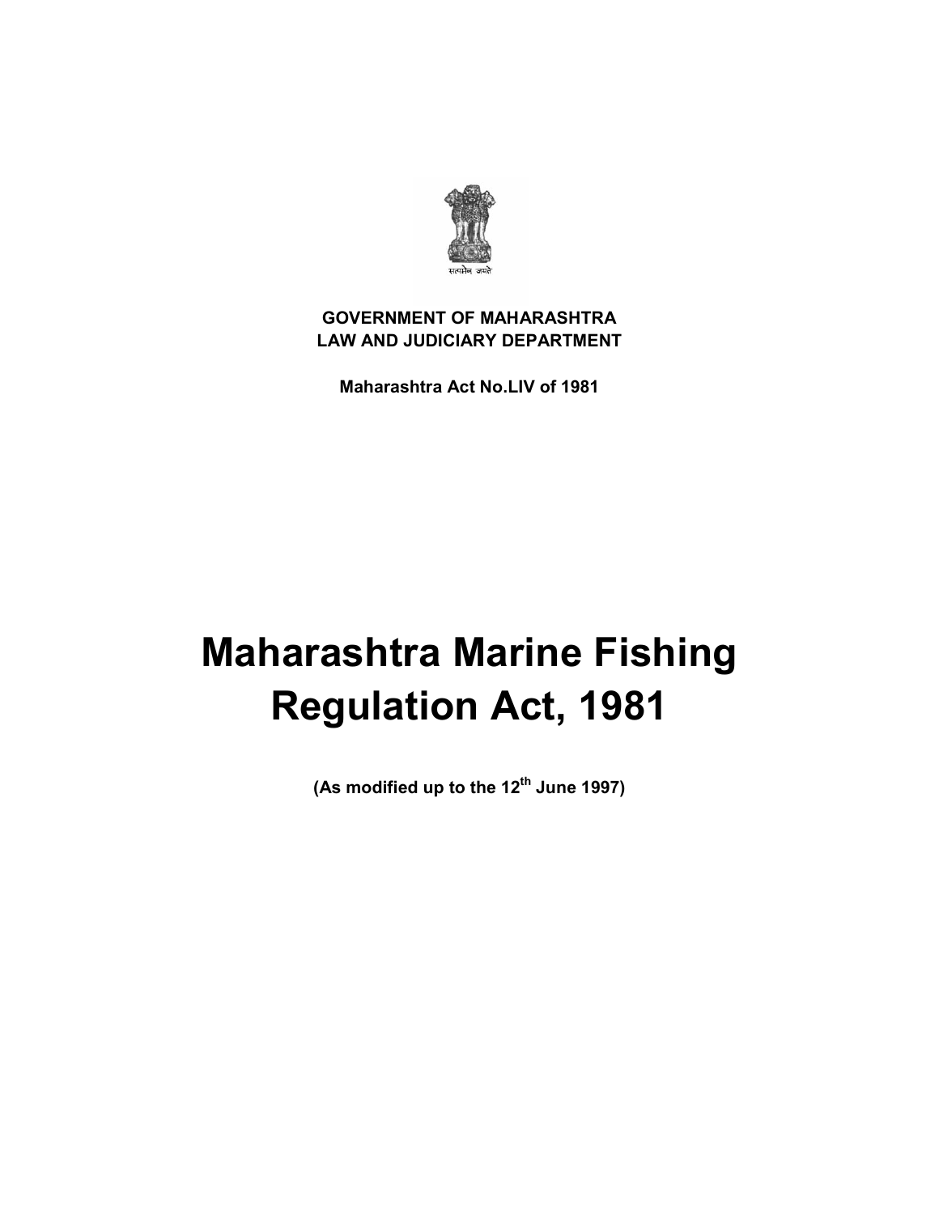सत्यमेव जयते

**GOVERNMENT OF MAHARASHTRA**
**LAW AND JUDICIARY DEPARTMENT**

**Maharashtra Act No.LIV of 1981**

# Maharashtra Marine Fishing Regulation Act, 1981

**(As modified up to the 12th June 1997)**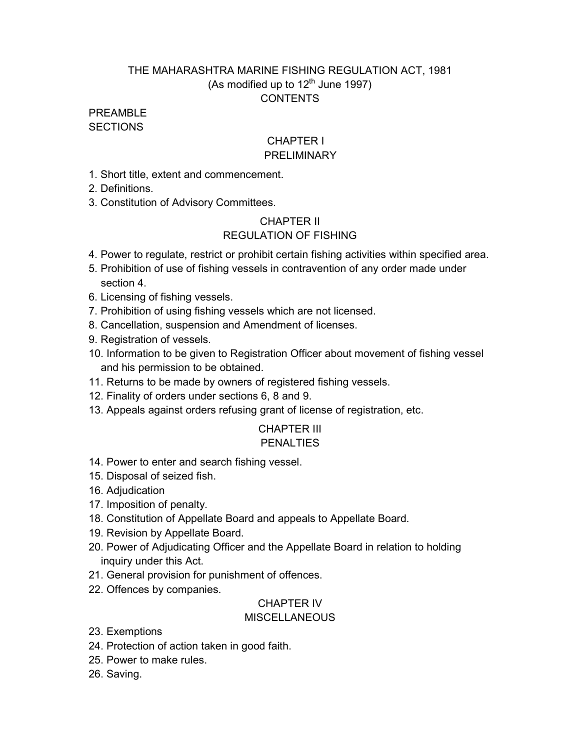# THE MAHARASHTRA MARINE FISHING REGULATION ACT, 1981

(As modified up to 12th June 1997)

CONTENTS

PREAMBLE

SECTIONS

## CHAPTER I
## PRELIMINARY

1. Short title, extent and commencement.
2. Definitions.
3. Constitution of Advisory Committees.

## CHAPTER II
## REGULATION OF FISHING

4. Power to regulate, restrict or prohibit certain fishing activities within specified area.
5. Prohibition of use of fishing vessels in contravention of any order made under section 4.
6. Licensing of fishing vessels.
7. Prohibition of using fishing vessels which are not licensed.
8. Cancellation, suspension and Amendment of licenses.
9. Registration of vessels.
10. Information to be given to Registration Officer about movement of fishing vessel and his permission to be obtained.
11. Returns to be made by owners of registered fishing vessels.
12. Finality of orders under sections 6, 8 and 9.
13. Appeals against orders refusing grant of license of registration, etc.

## CHAPTER III
## PENALTIES

14. Power to enter and search fishing vessel.
15. Disposal of seized fish.
16. Adjudication
17. Imposition of penalty.
18. Constitution of Appellate Board and appeals to Appellate Board.
19. Revision by Appellate Board.
20. Power of Adjudicating Officer and the Appellate Board in relation to holding inquiry under this Act.
21. General provision for punishment of offences.
22. Offences by companies.

## CHAPTER IV
## MISCELLANEOUS

23. Exemptions
24. Protection of action taken in good faith.
25. Power to make rules.
26. Saving.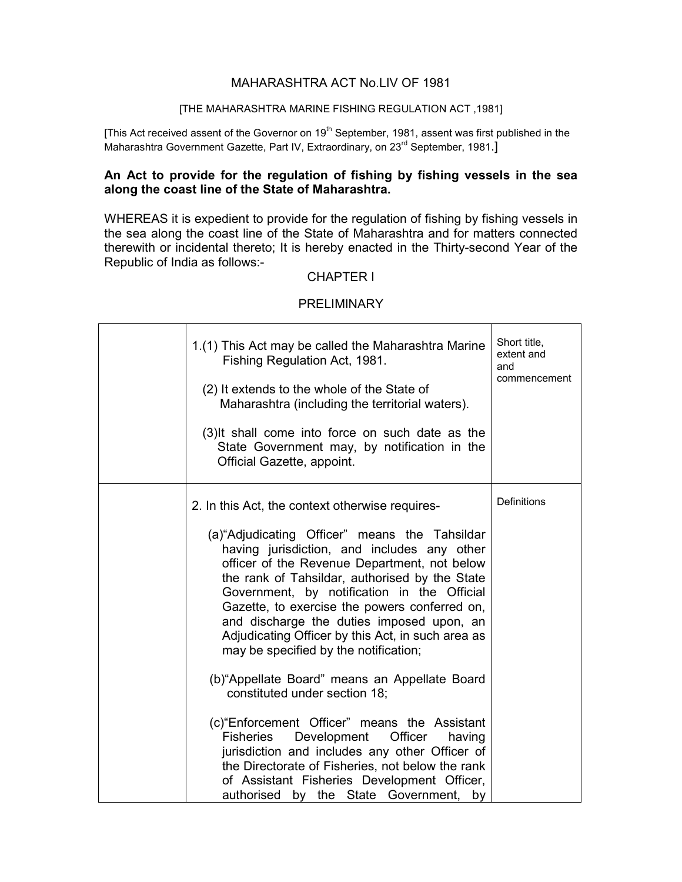MAHARASHTRA ACT No.LIV OF 1981

[THE MAHARASHTRA MARINE FISHING REGULATION ACT ,1981]

[This Act received assent of the Governor on 19th September, 1981, assent was first published in the Maharashtra Government Gazette, Part IV, Extraordinary, on 23rd September, 1981.]

**An Act to provide for the regulation of fishing by fishing vessels in the sea along the coast line of the State of Maharashtra.**

WHEREAS it is expedient to provide for the regulation of fishing by fishing vessels in the sea along the coast line of the State of Maharashtra and for matters connected therewith or incidental thereto; It is hereby enacted in the Thirty-second Year of the Republic of India as follows:-

CHAPTER I

PRELIMINARY

| | | |
|---|---|---|
| | 1.(1) This Act may be called the Maharashtra Marine Fishing Regulation Act, 1981.<br><br>(2) It extends to the whole of the State of Maharashtra (including the territorial waters).<br><br>(3)It shall come into force on such date as the State Government may, by notification in the Official Gazette, appoint. | Short title, extent and and commencement |
| | 2. In this Act, the context otherwise requires-<br><br>(a)"Adjudicating Officer" means the Tahsildar having jurisdiction, and includes any other officer of the Revenue Department, not below the rank of Tahsildar, authorised by the State Government, by notification in the Official Gazette, to exercise the powers conferred on, and discharge the duties imposed upon, an Adjudicating Officer by this Act, in such area as may be specified by the notification;<br><br>(b)"Appellate Board" means an Appellate Board constituted under section 18;<br><br>(c)"Enforcement Officer" means the Assistant Fisheries Development Officer having jurisdiction and includes any other Officer of the Directorate of Fisheries, not below the rank of Assistant Fisheries Development Officer, authorised by the State Government, by | Definitions |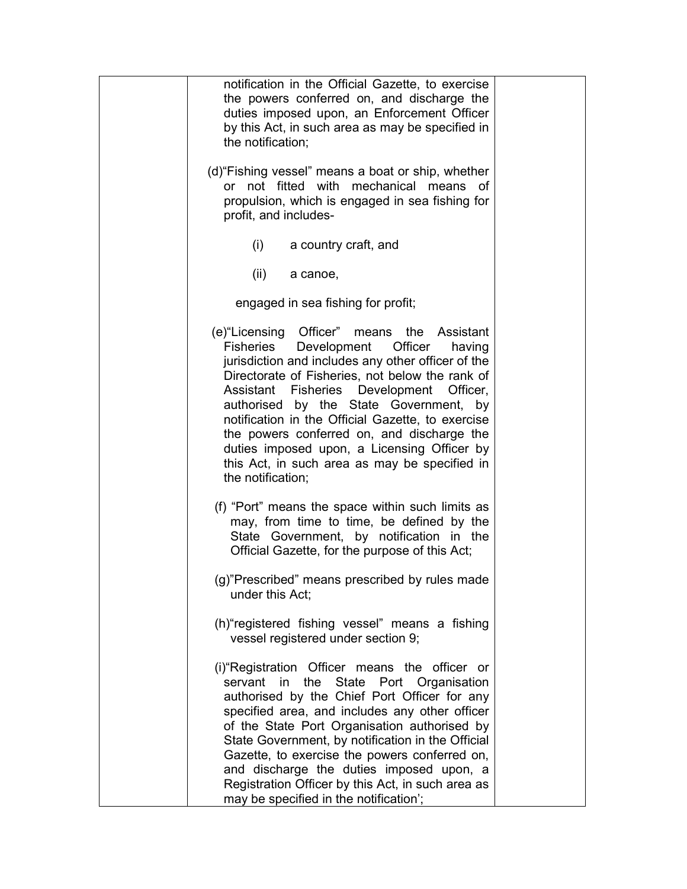| | | |
|---|---|---|
| | notification in the Official Gazette, to exercise the powers conferred on, and discharge the duties imposed upon, an Enforcement Officer by this Act, in such area as may be specified in the notification;<br><br>(d)"Fishing vessel" means a boat or ship, whether or not fitted with mechanical means of propulsion, which is engaged in sea fishing for profit, and includes-<br><br>(i) a country craft, and<br><br>(ii) a canoe,<br><br>engaged in sea fishing for profit;<br><br>(e)"Licensing Officer" means the Assistant Fisheries Development Officer having jurisdiction and includes any other officer of the Directorate of Fisheries, not below the rank of Assistant Fisheries Development Officer, authorised by the State Government, by notification in the Official Gazette, to exercise the powers conferred on, and discharge the duties imposed upon, a Licensing Officer by this Act, in such area as may be specified in the notification;<br><br>(f) "Port" means the space within such limits as may, from time to time, be defined by the State Government, by notification in the Official Gazette, for the purpose of this Act;<br><br>(g)"Prescribed" means prescribed by rules made under this Act;<br><br>(h)"registered fishing vessel" means a fishing vessel registered under section 9;<br><br>(i)"Registration Officer means the officer or servant in the State Port Organisation authorised by the Chief Port Officer for any specified area, and includes any other officer of the State Port Organisation authorised by State Government, by notification in the Official Gazette, to exercise the powers conferred on, and discharge the duties imposed upon, a Registration Officer by this Act, in such area as may be specified in the notification'; | |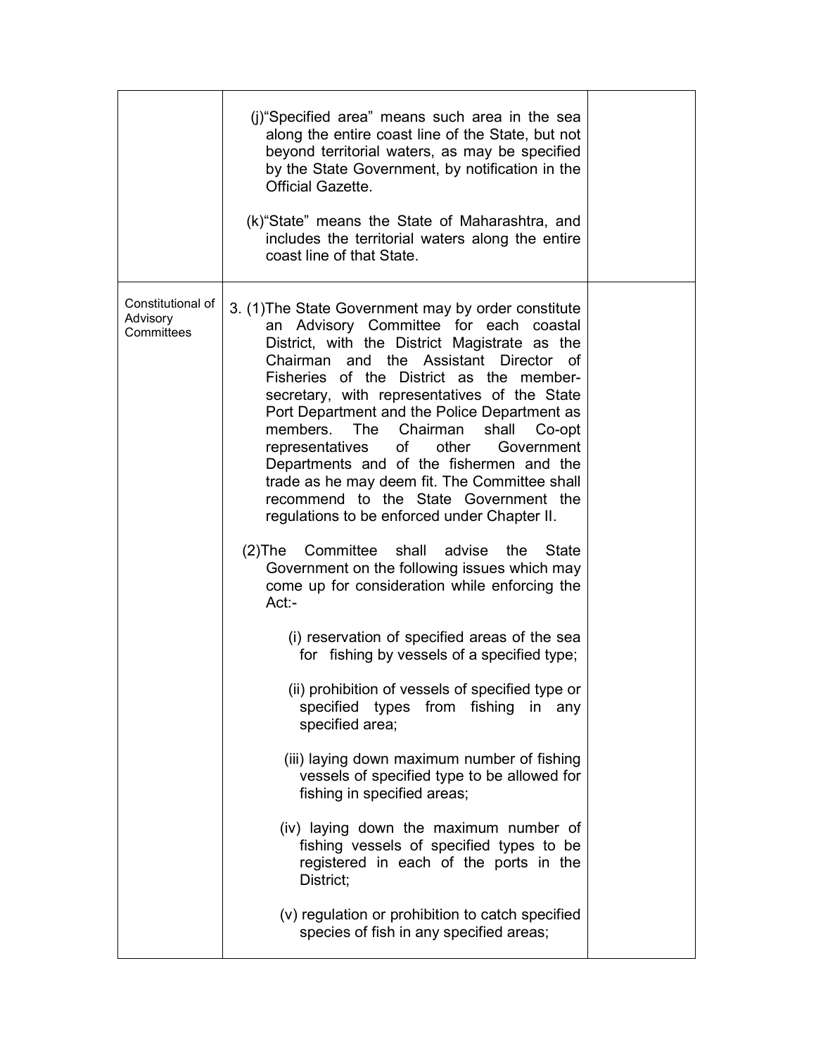| | | |
|---|---|---|
| | (j)"Specified area" means such area in the sea along the entire coast line of the State, but not beyond territorial waters, as may be specified by the State Government, by notification in the Official Gazette.<br><br>(k)"State" means the State of Maharashtra, and includes the territorial waters along the entire coast line of that State. | |
| Constitutional of Advisory Committees | 3. (1)The State Government may by order constitute an Advisory Committee for each coastal District, with the District Magistrate as the Chairman and the Assistant Director of Fisheries of the District as the member-secretary, with representatives of the State Port Department and the Police Department as members. The Chairman shall Co-opt representatives of other Government Departments and of the fishermen and the trade as he may deem fit. The Committee shall recommend to the State Government the regulations to be enforced under Chapter II.<br><br>(2)The Committee shall advise the State Government on the following issues which may come up for consideration while enforcing the Act:-<br><br>(i) reservation of specified areas of the sea for fishing by vessels of a specified type;<br><br>(ii) prohibition of vessels of specified type or specified types from fishing in any specified area;<br><br>(iii) laying down maximum number of fishing vessels of specified type to be allowed for fishing in specified areas;<br><br>(iv) laying down the maximum number of fishing vessels of specified types to be registered in each of the ports in the District;<br><br>(v) regulation or prohibition to catch specified species of fish in any specified areas; | |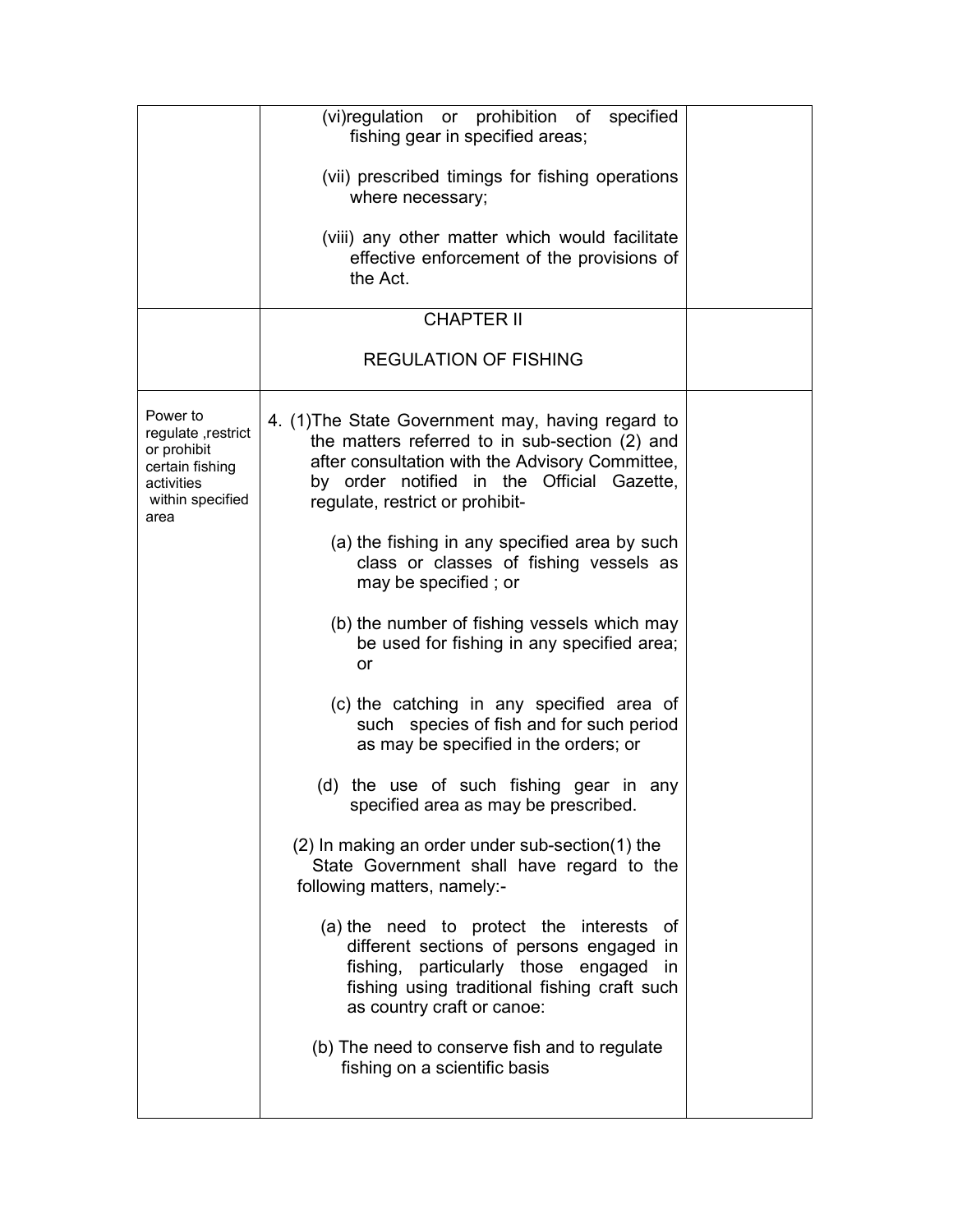| | | |
|---|---|---|
| | (vi)regulation or prohibition of specified fishing gear in specified areas;<br><br>(vii) prescribed timings for fishing operations where necessary;<br><br>(viii) any other matter which would facilitate effective enforcement of the provisions of the Act. | |
| | CHAPTER II<br><br>REGULATION OF FISHING | |
| Power to regulate ,restrict or prohibit certain fishing activities within specified area | 4. (1)The State Government may, having regard to the matters referred to in sub-section (2) and after consultation with the Advisory Committee, by order notified in the Official Gazette, regulate, restrict or prohibit-<br><br>(a) the fishing in any specified area by such class or classes of fishing vessels as may be specified ; or<br><br>(b) the number of fishing vessels which may be used for fishing in any specified area; or<br><br>(c) the catching in any specified area of such species of fish and for such period as may be specified in the orders; or<br><br>(d) the use of such fishing gear in any specified area as may be prescribed.<br><br>(2) In making an order under sub-section(1) the State Government shall have regard to the following matters, namely:-<br><br>(a) the need to protect the interests of different sections of persons engaged in fishing, particularly those engaged in fishing using traditional fishing craft such as country craft or canoe:<br><br>(b) The need to conserve fish and to regulate fishing on a scientific basis | |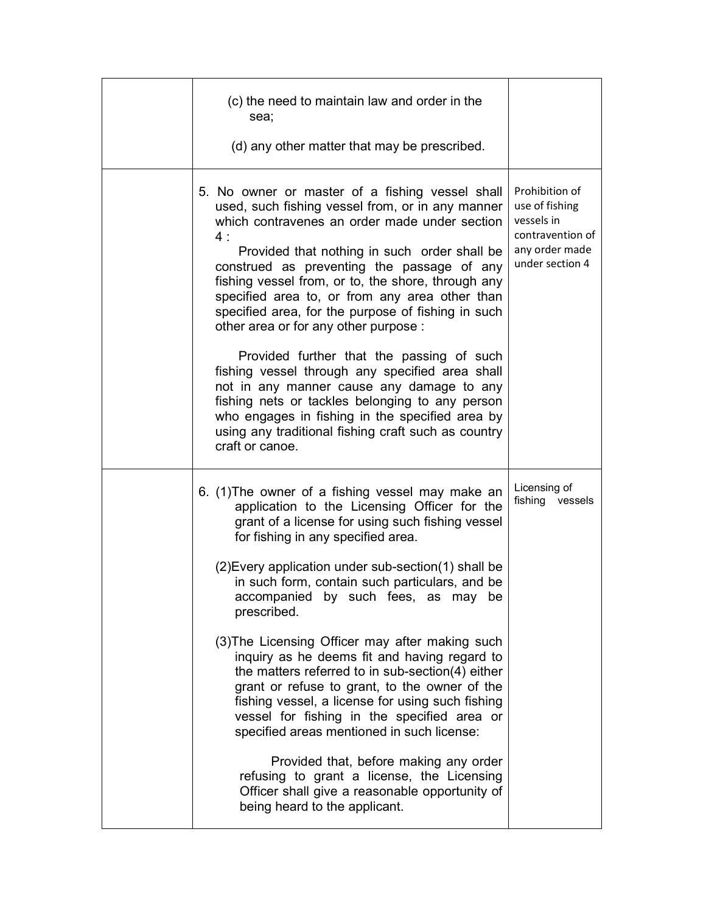| | | |
|---|---|---|
| | (c) the need to maintain law and order in the sea;<br><br>(d) any other matter that may be prescribed. | |
| | 5. No owner or master of a fishing vessel shall used, such fishing vessel from, or in any manner which contravenes an order made under section 4 :<br><br>Provided that nothing in such order shall be construed as preventing the passage of any fishing vessel from, or to, the shore, through any specified area to, or from any area other than specified area, for the purpose of fishing in such other area or for any other purpose :<br><br>Provided further that the passing of such fishing vessel through any specified area shall not in any manner cause any damage to any fishing nets or tackles belonging to any person who engages in fishing in the specified area by using any traditional fishing craft such as country craft or canoe. | Prohibition of use of fishing vessels in contravention of any order made under section 4 |
| | 6. (1)The owner of a fishing vessel may make an application to the Licensing Officer for the grant of a license for using such fishing vessel for fishing in any specified area.<br><br>(2)Every application under sub-section(1) shall be in such form, contain such particulars, and be accompanied by such fees, as may be prescribed.<br><br>(3)The Licensing Officer may after making such inquiry as he deems fit and having regard to the matters referred to in sub-section(4) either grant or refuse to grant, to the owner of the fishing vessel, a license for using such fishing vessel for fishing in the specified area or specified areas mentioned in such license:<br><br>Provided that, before making any order refusing to grant a license, the Licensing Officer shall give a reasonable opportunity of being heard to the applicant. | Licensing of fishing vessels |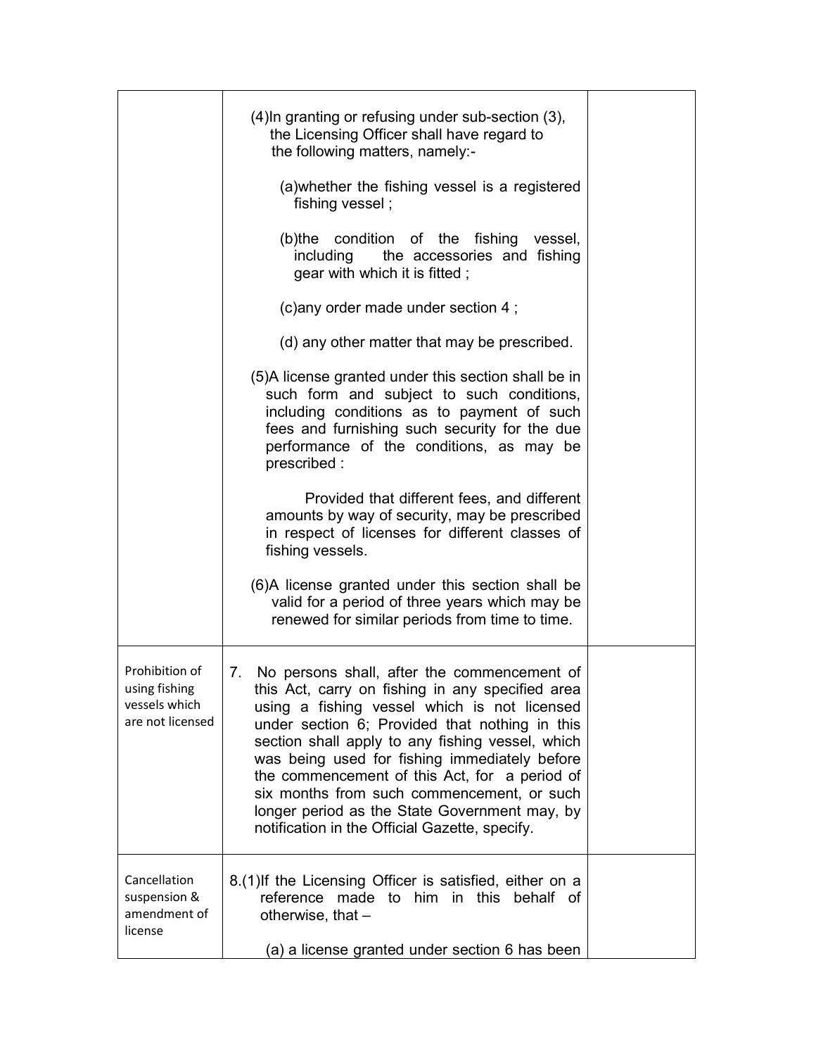| | | |
|---|---|---|
| | (4)In granting or refusing under sub-section (3), the Licensing Officer shall have regard to the following matters, namely:-<br><br>(a)whether the fishing vessel is a registered fishing vessel ;<br><br>(b)the condition of the fishing vessel, including the accessories and fishing gear with which it is fitted ;<br><br>(c)any order made under section 4 ;<br><br>(d) any other matter that may be prescribed.<br><br>(5)A license granted under this section shall be in such form and subject to such conditions, including conditions as to payment of such fees and furnishing such security for the due performance of the conditions, as may be prescribed :<br><br>Provided that different fees, and different amounts by way of security, may be prescribed in respect of licenses for different classes of fishing vessels.<br><br>(6)A license granted under this section shall be valid for a period of three years which may be renewed for similar periods from time to time. | |
| Prohibition of using fishing vessels which are not licensed | 7. No persons shall, after the commencement of this Act, carry on fishing in any specified area using a fishing vessel which is not licensed under section 6; Provided that nothing in this section shall apply to any fishing vessel, which was being used for fishing immediately before the commencement of this Act, for a period of six months from such commencement, or such longer period as the State Government may, by notification in the Official Gazette, specify. | |
| Cancellation suspension & amendment of license | 8.(1)If the Licensing Officer is satisfied, either on a reference made to him in this behalf of otherwise, that –<br><br>(a) a license granted under section 6 has been | |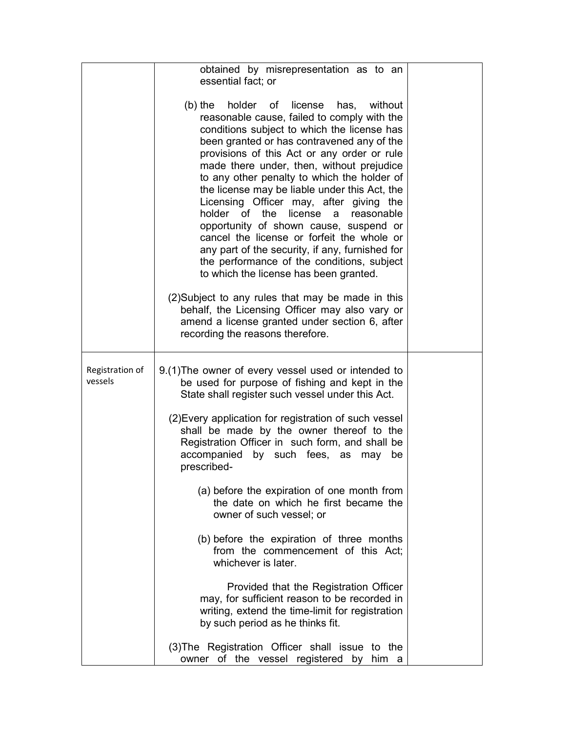| | | |
|---|---|---|
| | obtained by misrepresentation as to an essential fact; or<br><br>(b) the holder of license has, without reasonable cause, failed to comply with the conditions subject to which the license has been granted or has contravened any of the provisions of this Act or any order or rule made there under, then, without prejudice to any other penalty to which the holder of the license may be liable under this Act, the Licensing Officer may, after giving the holder of the license a reasonable opportunity of shown cause, suspend or cancel the license or forfeit the whole or any part of the security, if any, furnished for the performance of the conditions, subject to which the license has been granted.<br><br>(2)Subject to any rules that may be made in this behalf, the Licensing Officer may also vary or amend a license granted under section 6, after recording the reasons therefore. | |
| Registration of vessels | 9.(1)The owner of every vessel used or intended to be used for purpose of fishing and kept in the State shall register such vessel under this Act.<br><br>(2)Every application for registration of such vessel shall be made by the owner thereof to the Registration Officer in such form, and shall be accompanied by such fees, as may be prescribed-<br><br>(a) before the expiration of one month from the date on which he first became the owner of such vessel; or<br><br>(b) before the expiration of three months from the commencement of this Act; whichever is later.<br><br>Provided that the Registration Officer may, for sufficient reason to be recorded in writing, extend the time-limit for registration by such period as he thinks fit.<br><br>(3)The Registration Officer shall issue to the owner of the vessel registered by him a | |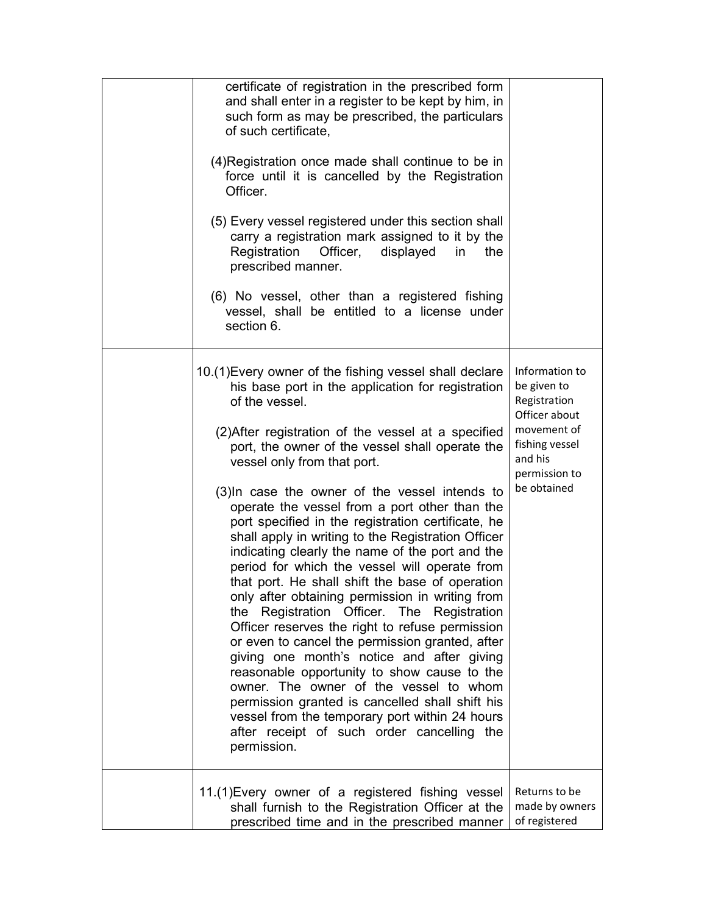| | | |
|---|---|---|
| | certificate of registration in the prescribed form and shall enter in a register to be kept by him, in such form as may be prescribed, the particulars of such certificate,<br><br>(4)Registration once made shall continue to be in force until it is cancelled by the Registration Officer.<br><br>(5) Every vessel registered under this section shall carry a registration mark assigned to it by the Registration Officer, displayed in the prescribed manner.<br><br>(6) No vessel, other than a registered fishing vessel, shall be entitled to a license under section 6. | |
| | 10.(1)Every owner of the fishing vessel shall declare his base port in the application for registration of the vessel.<br><br>(2)After registration of the vessel at a specified port, the owner of the vessel shall operate the vessel only from that port.<br><br>(3)In case the owner of the vessel intends to operate the vessel from a port other than the port specified in the registration certificate, he shall apply in writing to the Registration Officer indicating clearly the name of the port and the period for which the vessel will operate from that port. He shall shift the base of operation only after obtaining permission in writing from the Registration Officer. The Registration Officer reserves the right to refuse permission or even to cancel the permission granted, after giving one month's notice and after giving reasonable opportunity to show cause to the owner. The owner of the vessel to whom permission granted is cancelled shall shift his vessel from the temporary port within 24 hours after receipt of such order cancelling the permission. | Information to be given to Registration Officer about movement of fishing vessel and his permission to be obtained |
| | 11.(1)Every owner of a registered fishing vessel shall furnish to the Registration Officer at the prescribed time and in the prescribed manner | Returns to be made by owners of registered |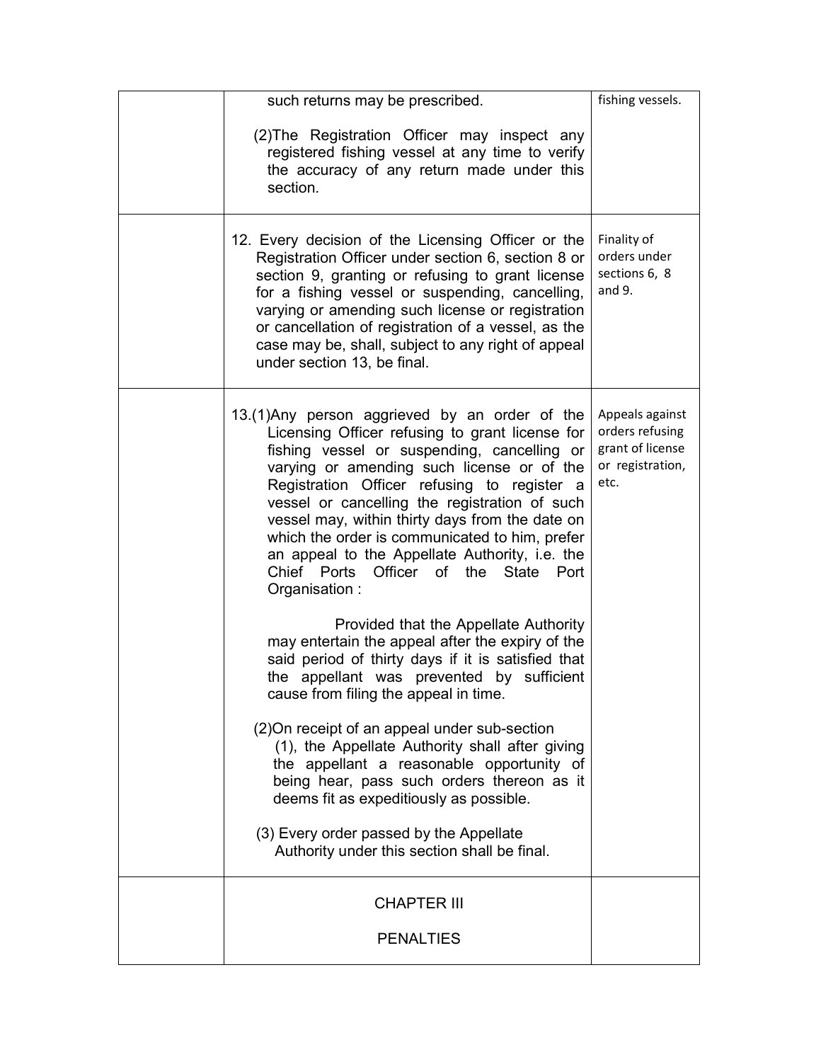| | | |
|---|---|---|
| | such returns may be prescribed.<br><br>(2)The Registration Officer may inspect any registered fishing vessel at any time to verify the accuracy of any return made under this section. | fishing vessels. |
| | 12. Every decision of the Licensing Officer or the Registration Officer under section 6, section 8 or section 9, granting or refusing to grant license for a fishing vessel or suspending, cancelling, varying or amending such license or registration or cancellation of registration of a vessel, as the case may be, shall, subject to any right of appeal under section 13, be final. | Finality of orders under sections 6, 8 and 9. |
| | 13.(1)Any person aggrieved by an order of the Licensing Officer refusing to grant license for fishing vessel or suspending, cancelling or varying or amending such license or of the Registration Officer refusing to register a vessel or cancelling the registration of such vessel may, within thirty days from the date on which the order is communicated to him, prefer an appeal to the Appellate Authority, i.e. the Chief Ports Officer of the State Port Organisation :<br><br>Provided that the Appellate Authority may entertain the appeal after the expiry of the said period of thirty days if it is satisfied that the appellant was prevented by sufficient cause from filing the appeal in time.<br><br>(2)On receipt of an appeal under sub-section (1), the Appellate Authority shall after giving the appellant a reasonable opportunity of being hear, pass such orders thereon as it deems fit as expeditiously as possible.<br><br>(3) Every order passed by the Appellate Authority under this section shall be final. | Appeals against orders refusing grant of license or registration, etc. |
| | CHAPTER III<br><br>PENALTIES | |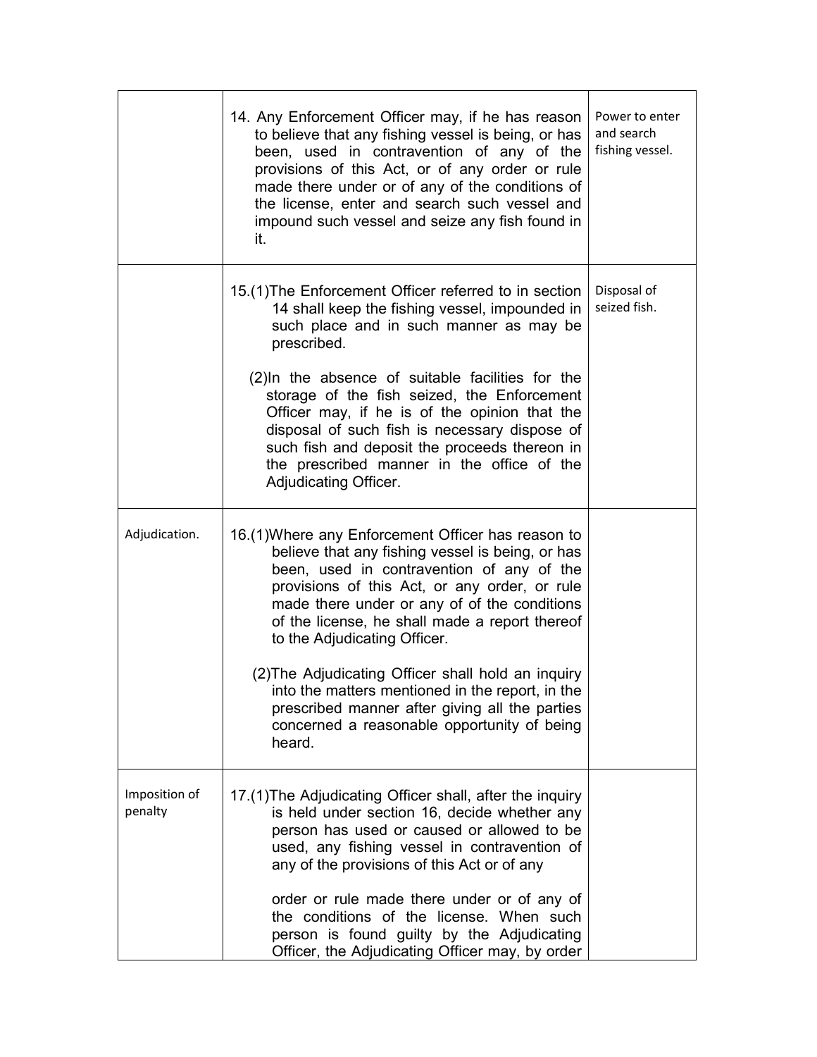| | | |
|---|---|---|
| | 14. Any Enforcement Officer may, if he has reason to believe that any fishing vessel is being, or has been, used in contravention of any of the provisions of this Act, or of any order or rule made there under or of any of the conditions of the license, enter and search such vessel and impound such vessel and seize any fish found in it. | Power to enter and search fishing vessel. |
| | 15.(1)The Enforcement Officer referred to in section 14 shall keep the fishing vessel, impounded in such place and in such manner as may be prescribed.<br><br>(2)In the absence of suitable facilities for the storage of the fish seized, the Enforcement Officer may, if he is of the opinion that the disposal of such fish is necessary dispose of such fish and deposit the proceeds thereon in the prescribed manner in the office of the Adjudicating Officer. | Disposal of seized fish. |
| Adjudication. | 16.(1)Where any Enforcement Officer has reason to believe that any fishing vessel is being, or has been, used in contravention of any of the provisions of this Act, or any order, or rule made there under or any of of the conditions of the license, he shall made a report thereof to the Adjudicating Officer.<br><br>(2)The Adjudicating Officer shall hold an inquiry into the matters mentioned in the report, in the prescribed manner after giving all the parties concerned a reasonable opportunity of being heard. | |
| Imposition of penalty | 17.(1)The Adjudicating Officer shall, after the inquiry is held under section 16, decide whether any person has used or caused or allowed to be used, any fishing vessel in contravention of any of the provisions of this Act or of any<br><br>order or rule made there under or of any of the conditions of the license. When such person is found guilty by the Adjudicating Officer, the Adjudicating Officer may, by order | |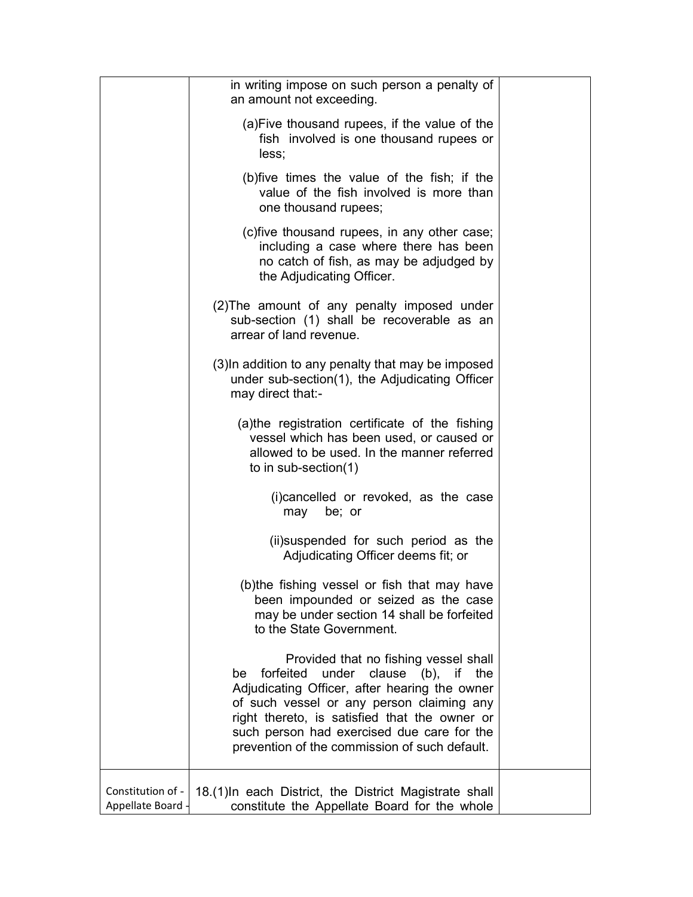| | | |
|---|---|---|
| | in writing impose on such person a penalty of an amount not exceeding.<br><br>(a)Five thousand rupees, if the value of the fish involved is one thousand rupees or less;<br><br>(b)five times the value of the fish; if the value of the fish involved is more than one thousand rupees;<br><br>(c)five thousand rupees, in any other case; including a case where there has been no catch of fish, as may be adjudged by the Adjudicating Officer.<br><br>(2)The amount of any penalty imposed under sub-section (1) shall be recoverable as an arrear of land revenue.<br><br>(3)In addition to any penalty that may be imposed under sub-section(1), the Adjudicating Officer may direct that:-<br><br>(a)the registration certificate of the fishing vessel which has been used, or caused or allowed to be used. In the manner referred to in sub-section(1)<br><br>(i)cancelled or revoked, as the case may be; or<br><br>(ii)suspended for such period as the Adjudicating Officer deems fit; or<br><br>(b)the fishing vessel or fish that may have been impounded or seized as the case may be under section 14 shall be forfeited to the State Government.<br><br>Provided that no fishing vessel shall be forfeited under clause (b), if the Adjudicating Officer, after hearing the owner of such vessel or any person claiming any right thereto, is satisfied that the owner or such person had exercised due care for the prevention of the commission of such default. | |
| Constitution of - Appellate Board - | 18.(1)In each District, the District Magistrate shall constitute the Appellate Board for the whole | |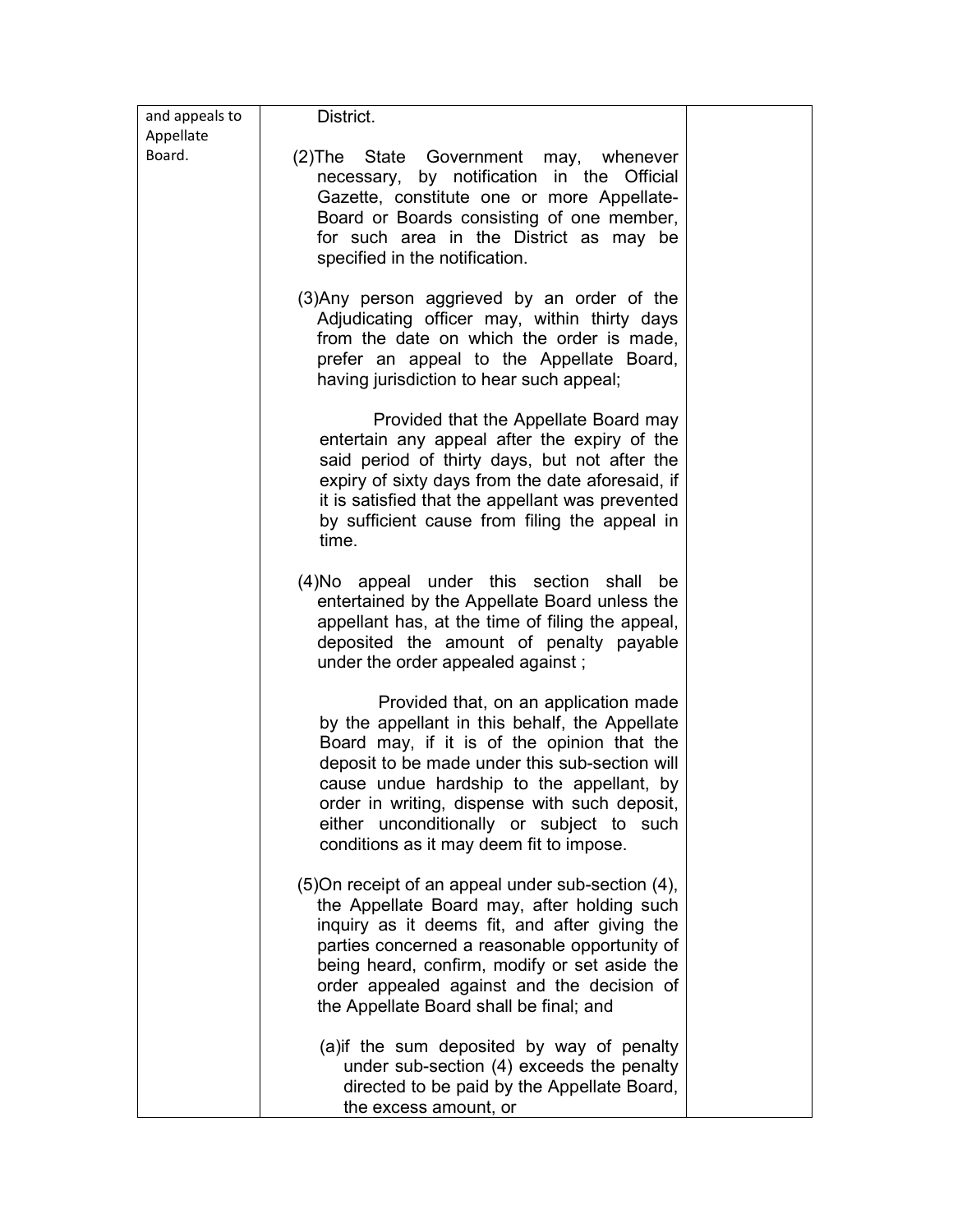| and appeals to Appellate Board. | District.<br><br>(2)The State Government may, whenever necessary, by notification in the Official Gazette, constitute one or more Appellate-Board or Boards consisting of one member, for such area in the District as may be specified in the notification.<br><br>(3)Any person aggrieved by an order of the Adjudicating officer may, within thirty days from the date on which the order is made, prefer an appeal to the Appellate Board, having jurisdiction to hear such appeal;<br><br>Provided that the Appellate Board may entertain any appeal after the expiry of the said period of thirty days, but not after the expiry of sixty days from the date aforesaid, if it is satisfied that the appellant was prevented by sufficient cause from filing the appeal in time.<br><br>(4)No appeal under this section shall be entertained by the Appellate Board unless the appellant has, at the time of filing the appeal, deposited the amount of penalty payable under the order appealed against ;<br><br>Provided that, on an application made by the appellant in this behalf, the Appellate Board may, if it is of the opinion that the deposit to be made under this sub-section will cause undue hardship to the appellant, by order in writing, dispense with such deposit, either unconditionally or subject to such conditions as it may deem fit to impose.<br><br>(5)On receipt of an appeal under sub-section (4), the Appellate Board may, after holding such inquiry as it deems fit, and after giving the parties concerned a reasonable opportunity of being heard, confirm, modify or set aside the order appealed against and the decision of the Appellate Board shall be final; and<br><br>(a)if the sum deposited by way of penalty under sub-section (4) exceeds the penalty directed to be paid by the Appellate Board, the excess amount, or | |
|---|---|---|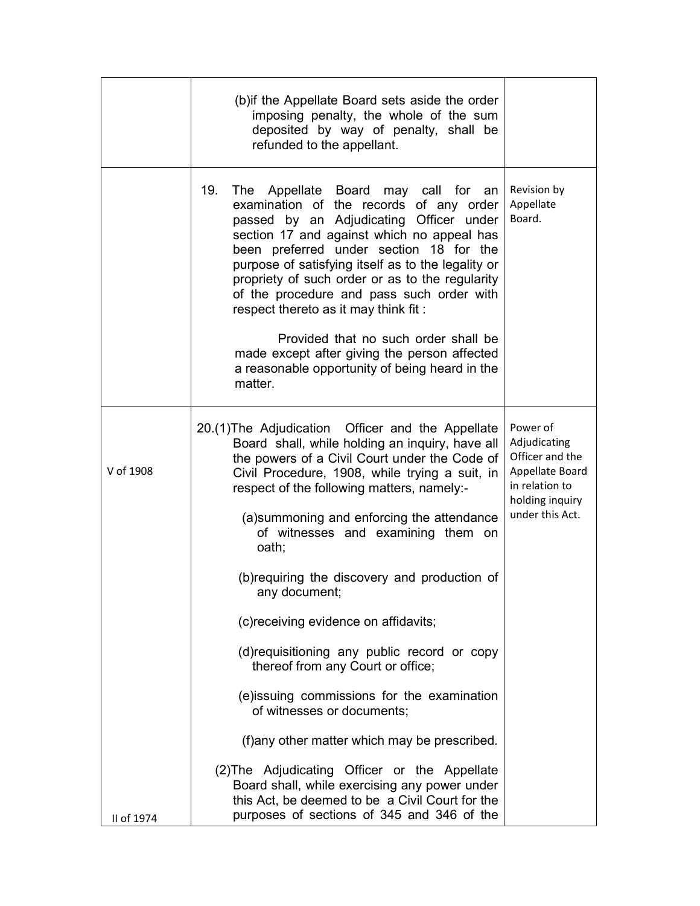| | | |
|---|---|---|
| | (b)if the Appellate Board sets aside the order imposing penalty, the whole of the sum deposited by way of penalty, shall be refunded to the appellant. | |
| | 19. The Appellate Board may call for an examination of the records of any order passed by an Adjudicating Officer under section 17 and against which no appeal has been preferred under section 18 for the purpose of satisfying itself as to the legality or propriety of such order or as to the regularity of the procedure and pass such order with respect thereto as it may think fit :<br><br>Provided that no such order shall be made except after giving the person affected a reasonable opportunity of being heard in the matter. | Revision by Appellate Board. |
| V of 1908<br><br><br><br><br><br><br><br><br><br><br><br>II of 1974 | 20.(1)The Adjudication Officer and the Appellate Board shall, while holding an inquiry, have all the powers of a Civil Court under the Code of Civil Procedure, 1908, while trying a suit, in respect of the following matters, namely:-<br><br>(a)summoning and enforcing the attendance of witnesses and examining them on oath;<br><br>(b)requiring the discovery and production of any document;<br><br>(c)receiving evidence on affidavits;<br><br>(d)requisitioning any public record or copy thereof from any Court or office;<br><br>(e)issuing commissions for the examination of witnesses or documents;<br><br>(f)any other matter which may be prescribed.<br><br>(2)The Adjudicating Officer or the Appellate Board shall, while exercising any power under this Act, be deemed to be a Civil Court for the purposes of sections of 345 and 346 of the | Power of Adjudicating Officer and the Appellate Board in relation to holding inquiry under this Act. |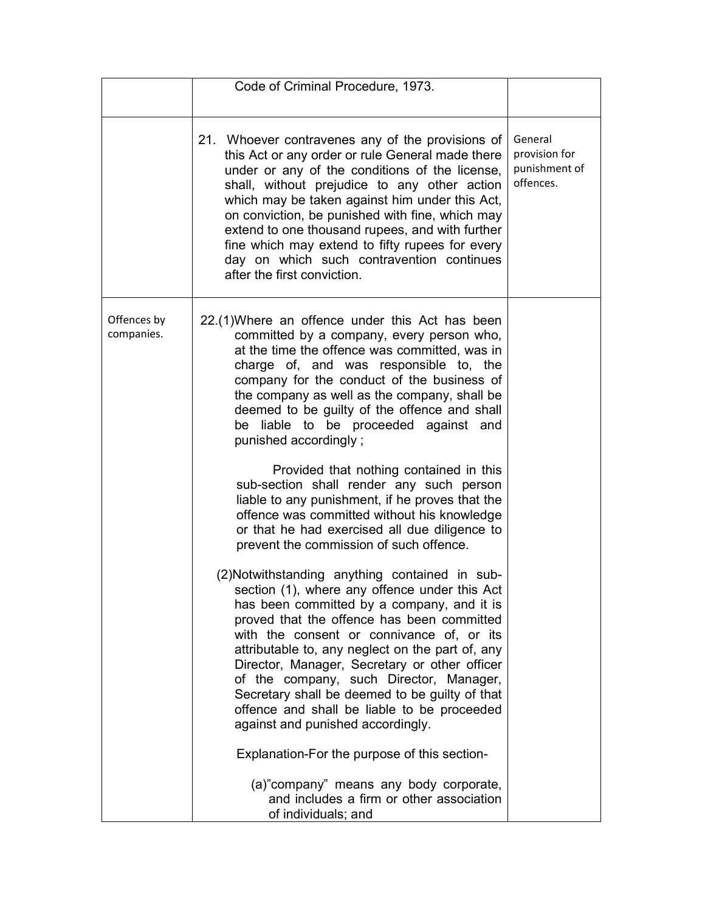| | | |
|---|---|---|
| | Code of Criminal Procedure, 1973. | |
| | 21. Whoever contravenes any of the provisions of this Act or any order or rule General made there under or any of the conditions of the license, shall, without prejudice to any other action which may be taken against him under this Act, on conviction, be punished with fine, which may extend to one thousand rupees, and with further fine which may extend to fifty rupees for every day on which such contravention continues after the first conviction. | General provision for punishment of offences. |
| Offences by companies. | 22.(1)Where an offence under this Act has been committed by a company, every person who, at the time the offence was committed, was in charge of, and was responsible to, the company for the conduct of the business of the company as well as the company, shall be deemed to be guilty of the offence and shall be liable to be proceeded against and punished accordingly ;<br><br>Provided that nothing contained in this sub-section shall render any such person liable to any punishment, if he proves that the offence was committed without his knowledge or that he had exercised all due diligence to prevent the commission of such offence.<br><br>(2)Notwithstanding anything contained in sub-section (1), where any offence under this Act has been committed by a company, and it is proved that the offence has been committed with the consent or connivance of, or its attributable to, any neglect on the part of, any Director, Manager, Secretary or other officer of the company, such Director, Manager, Secretary shall be deemed to be guilty of that offence and shall be liable to be proceeded against and punished accordingly.<br><br>Explanation-For the purpose of this section-<br><br>(a)"company" means any body corporate, and includes a firm or other association of individuals; and | |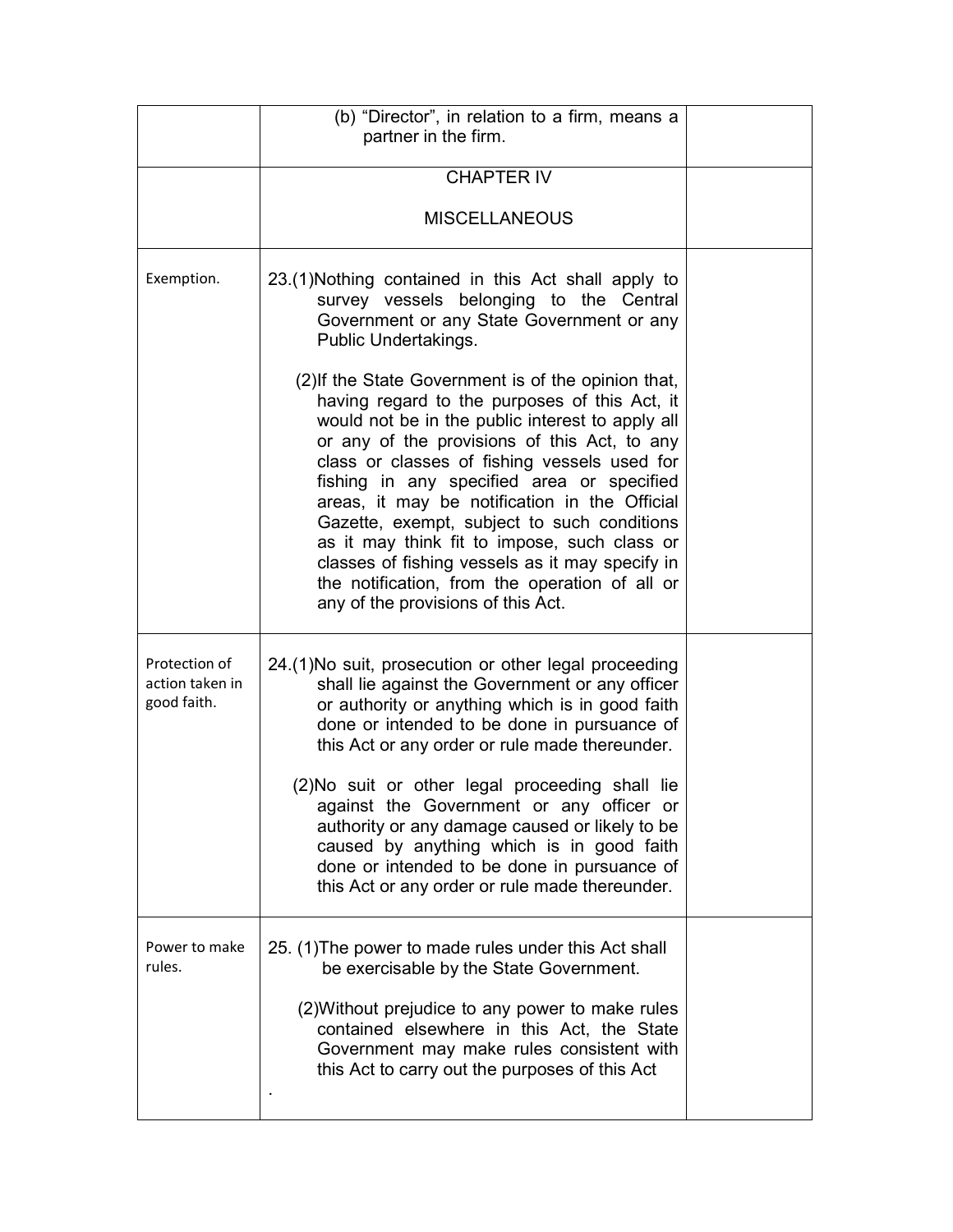| | | |
|---|---|---|
| | (b) "Director", in relation to a firm, means a partner in the firm. | |
| | CHAPTER IV<br><br>MISCELLANEOUS | |
| Exemption. | 23.(1)Nothing contained in this Act shall apply to survey vessels belonging to the Central Government or any State Government or any Public Undertakings.<br><br>(2)If the State Government is of the opinion that, having regard to the purposes of this Act, it would not be in the public interest to apply all or any of the provisions of this Act, to any class or classes of fishing vessels used for fishing in any specified area or specified areas, it may be notification in the Official Gazette, exempt, subject to such conditions as it may think fit to impose, such class or classes of fishing vessels as it may specify in the notification, from the operation of all or any of the provisions of this Act. | |
| Protection of action taken in good faith. | 24.(1)No suit, prosecution or other legal proceeding shall lie against the Government or any officer or authority or anything which is in good faith done or intended to be done in pursuance of this Act or any order or rule made thereunder.<br><br>(2)No suit or other legal proceeding shall lie against the Government or any officer or authority or any damage caused or likely to be caused by anything which is in good faith done or intended to be done in pursuance of this Act or any order or rule made thereunder. | |
| Power to make rules. | 25. (1)The power to made rules under this Act shall be exercisable by the State Government.<br><br>(2)Without prejudice to any power to make rules contained elsewhere in this Act, the State Government may make rules consistent with this Act to carry out the purposes of this Act<br><br>. | |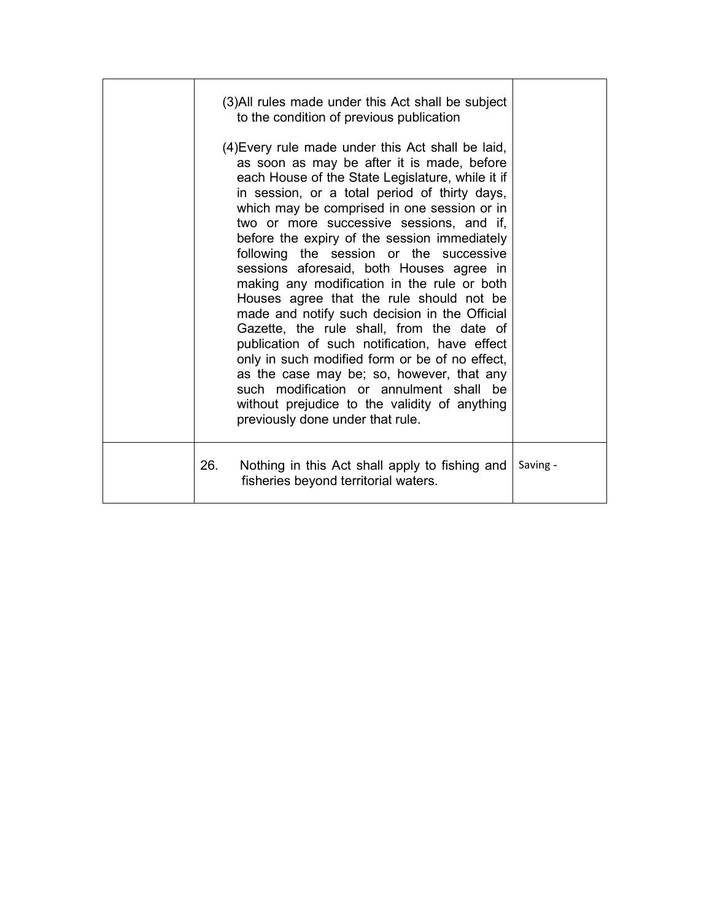| | | |
|---|---|---|
| | (3)All rules made under this Act shall be subject to the condition of previous publication<br><br>(4)Every rule made under this Act shall be laid, as soon as may be after it is made, before each House of the State Legislature, while it if in session, or a total period of thirty days, which may be comprised in one session or in two or more successive sessions, and if, before the expiry of the session immediately following the session or the successive sessions aforesaid, both Houses agree in making any modification in the rule or both Houses agree that the rule should not be made and notify such decision in the Official Gazette, the rule shall, from the date of publication of such notification, have effect only in such modified form or be of no effect, as the case may be; so, however, that any such modification or annulment shall be without prejudice to the validity of anything previously done under that rule. | |
| | 26. Nothing in this Act shall apply to fishing and fisheries beyond territorial waters. | Saving - |